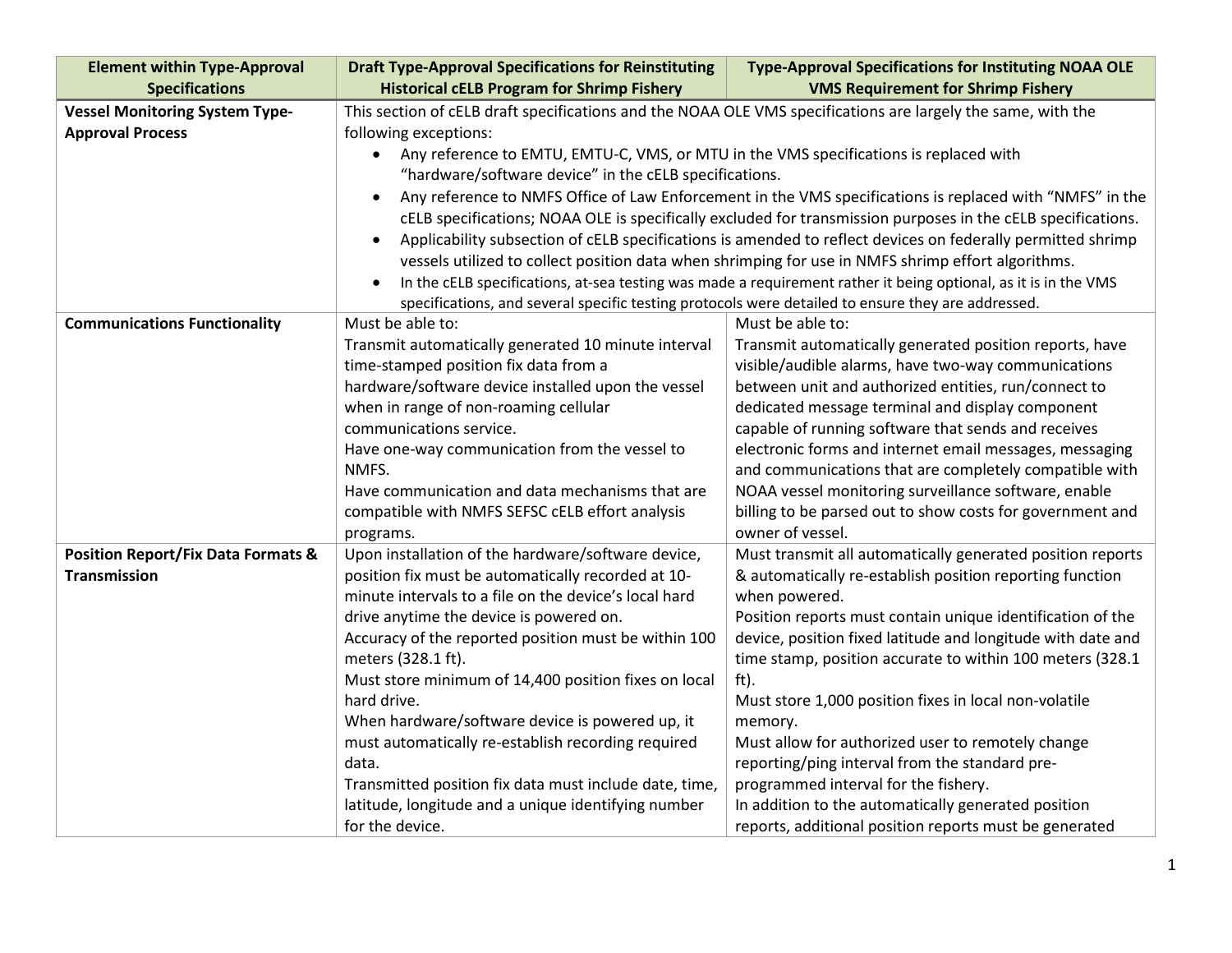| Element within Type-Approval Specifications | Draft Type-Approval Specifications for Reinstituting Historical cELB Program for Shrimp Fishery | Type-Approval Specifications for Instituting NOAA OLE VMS Requirement for Shrimp Fishery |
|---|---|---|
| **Vessel Monitoring System Type-Approval Process** | This section of cELB draft specifications and the NOAA OLE VMS specifications are largely the same, with the following exceptions:<br>• Any reference to EMTU, EMTU-C, VMS, or MTU in the VMS specifications is replaced with "hardware/software device" in the cELB specifications.<br>• Any reference to NMFS Office of Law Enforcement in the VMS specifications is replaced with "NMFS" in the cELB specifications; NOAA OLE is specifically excluded for transmission purposes in the cELB specifications.<br>• Applicability subsection of cELB specifications is amended to reflect devices on federally permitted shrimp vessels utilized to collect position data when shrimping for use in NMFS shrimp effort algorithms.<br>• In the cELB specifications, at-sea testing was made a requirement rather it being optional, as it is in the VMS specifications, and several specific testing protocols were detailed to ensure they are addressed. | |
| **Communications Functionality** | Must be able to:<br>Transmit automatically generated 10 minute interval time-stamped position fix data from a hardware/software device installed upon the vessel when in range of non-roaming cellular communications service.<br>Have one-way communication from the vessel to NMFS.<br>Have communication and data mechanisms that are compatible with NMFS SEFSC cELB effort analysis programs. | Must be able to:<br>Transmit automatically generated position reports, have visible/audible alarms, have two-way communications between unit and authorized entities, run/connect to dedicated message terminal and display component capable of running software that sends and receives electronic forms and internet email messages, messaging and communications that are completely compatible with NOAA vessel monitoring surveillance software, enable billing to be parsed out to show costs for government and owner of vessel. |
| **Position Report/Fix Data Formats & Transmission** | Upon installation of the hardware/software device, position fix must be automatically recorded at 10-minute intervals to a file on the device's local hard drive anytime the device is powered on.<br>Accuracy of the reported position must be within 100 meters (328.1 ft).<br>Must store minimum of 14,400 position fixes on local hard drive.<br>When hardware/software device is powered up, it must automatically re-establish recording required data.<br>Transmitted position fix data must include date, time, latitude, longitude and a unique identifying number for the device. | Must transmit all automatically generated position reports & automatically re-establish position reporting function when powered.<br>Position reports must contain unique identification of the device, position fixed latitude and longitude with date and time stamp, position accurate to within 100 meters (328.1 ft).<br>Must store 1,000 position fixes in local non-volatile memory.<br>Must allow for authorized user to remotely change reporting/ping interval from the standard pre-programmed interval for the fishery.<br>In addition to the automatically generated position reports, additional position reports must be generated |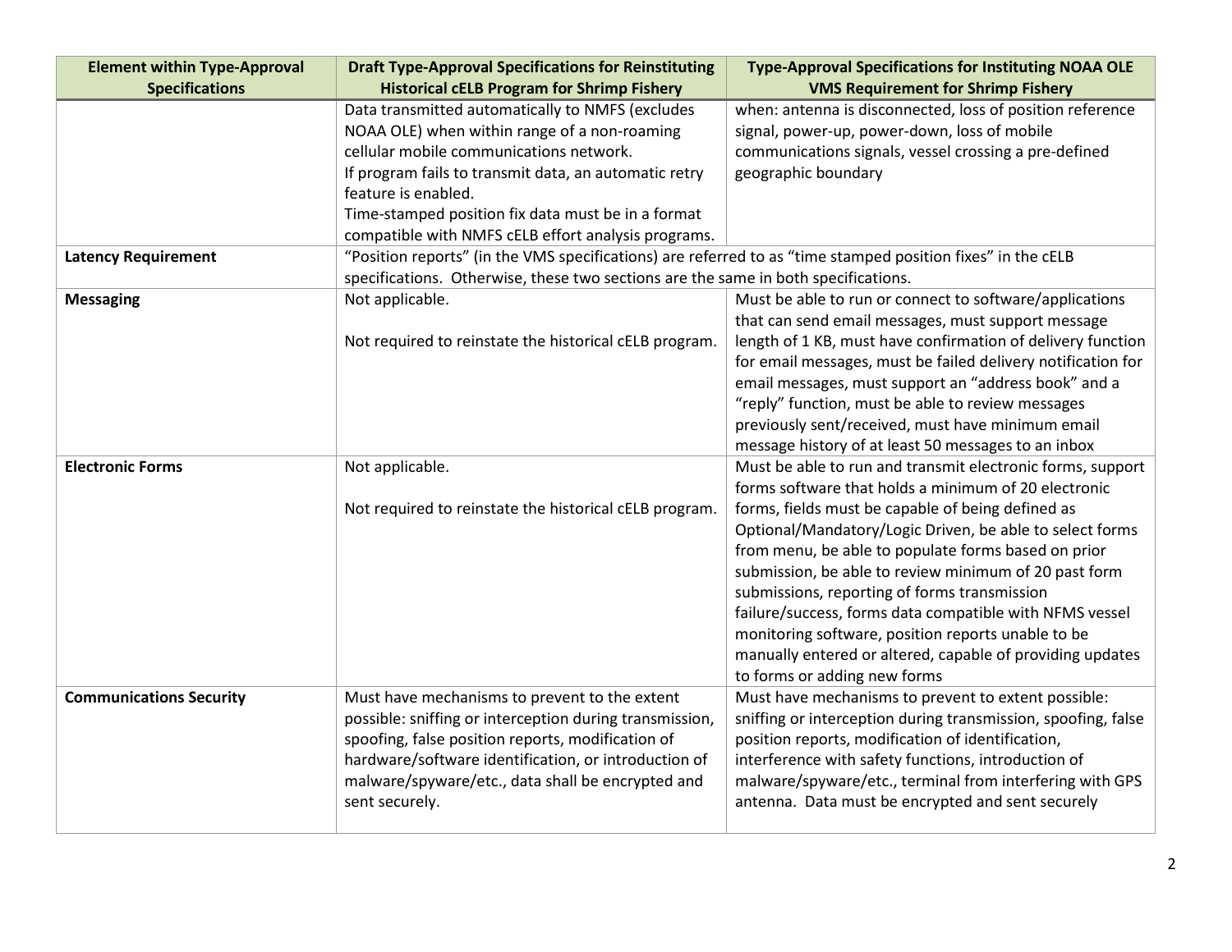| Element within Type-Approval Specifications | Draft Type-Approval Specifications for Reinstituting Historical cELB Program for Shrimp Fishery | Type-Approval Specifications for Instituting NOAA OLE VMS Requirement for Shrimp Fishery |
|---|---|---|
| | Data transmitted automatically to NMFS (excludes NOAA OLE) when within range of a non-roaming cellular mobile communications network. If program fails to transmit data, an automatic retry feature is enabled. Time-stamped position fix data must be in a format compatible with NMFS cELB effort analysis programs. | when: antenna is disconnected, loss of position reference signal, power-up, power-down, loss of mobile communications signals, vessel crossing a pre-defined geographic boundary |
| **Latency Requirement** | "Position reports" (in the VMS specifications) are referred to as "time stamped position fixes" in the cELB specifications. Otherwise, these two sections are the same in both specifications. | |
| **Messaging** | Not applicable.<br><br>Not required to reinstate the historical cELB program. | Must be able to run or connect to software/applications that can send email messages, must support message length of 1 KB, must have confirmation of delivery function for email messages, must be failed delivery notification for email messages, must support an "address book" and a "reply" function, must be able to review messages previously sent/received, must have minimum email message history of at least 50 messages to an inbox |
| **Electronic Forms** | Not applicable.<br><br>Not required to reinstate the historical cELB program. | Must be able to run and transmit electronic forms, support forms software that holds a minimum of 20 electronic forms, fields must be capable of being defined as Optional/Mandatory/Logic Driven, be able to select forms from menu, be able to populate forms based on prior submission, be able to review minimum of 20 past form submissions, reporting of forms transmission failure/success, forms data compatible with NFMS vessel monitoring software, position reports unable to be manually entered or altered, capable of providing updates to forms or adding new forms |
| **Communications Security** | Must have mechanisms to prevent to the extent possible: sniffing or interception during transmission, spoofing, false position reports, modification of hardware/software identification, or introduction of malware/spyware/etc., data shall be encrypted and sent securely. | Must have mechanisms to prevent to extent possible: sniffing or interception during transmission, spoofing, false position reports, modification of identification, interference with safety functions, introduction of malware/spyware/etc., terminal from interfering with GPS antenna. Data must be encrypted and sent securely |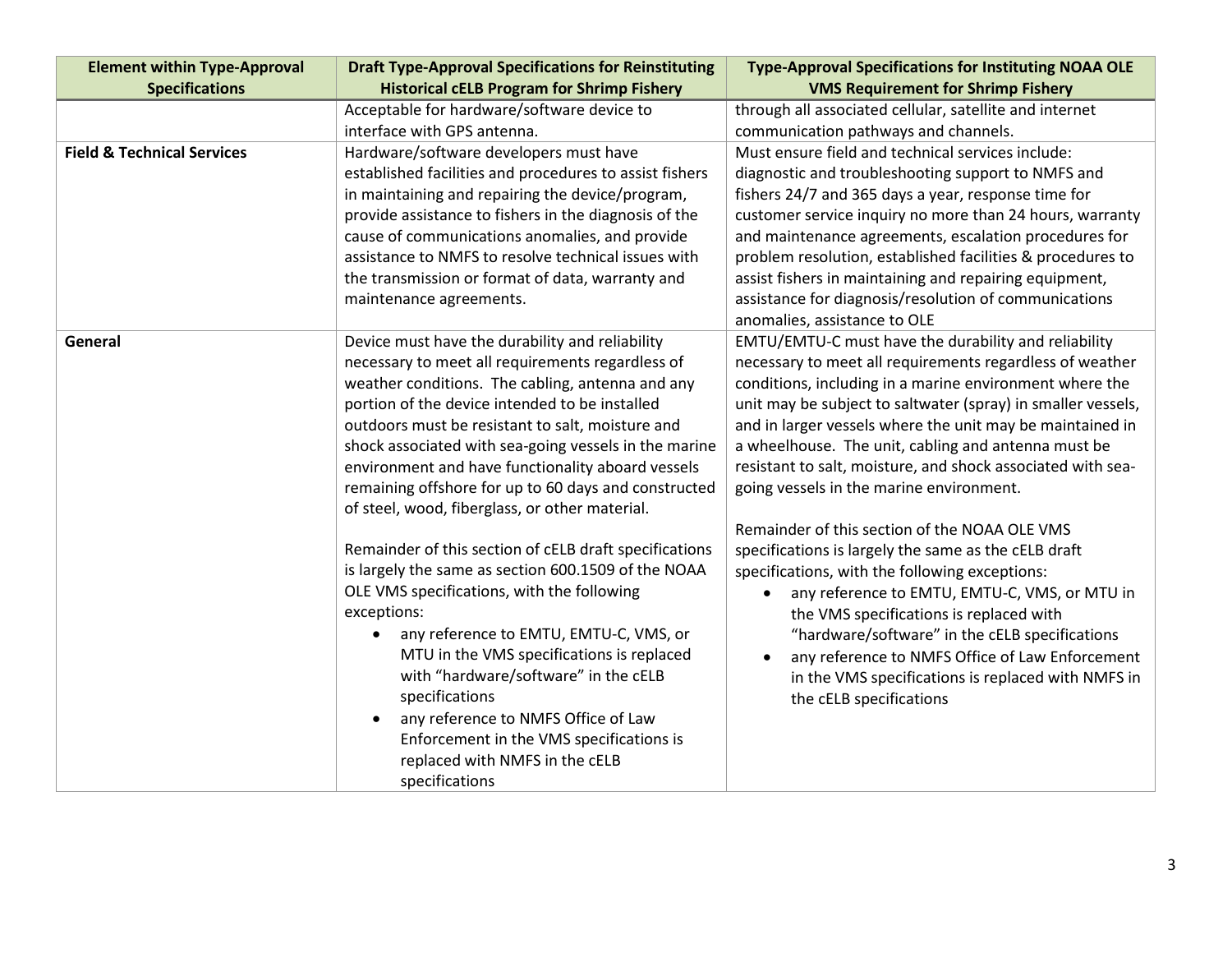| Element within Type-Approval Specifications | Draft Type-Approval Specifications for Reinstituting Historical cELB Program for Shrimp Fishery | Type-Approval Specifications for Instituting NOAA OLE VMS Requirement for Shrimp Fishery |
|---|---|---|
| | Acceptable for hardware/software device to interface with GPS antenna. | through all associated cellular, satellite and internet communication pathways and channels. |
| **Field & Technical Services** | Hardware/software developers must have established facilities and procedures to assist fishers in maintaining and repairing the device/program, provide assistance to fishers in the diagnosis of the cause of communications anomalies, and provide assistance to NMFS to resolve technical issues with the transmission or format of data, warranty and maintenance agreements. | Must ensure field and technical services include: diagnostic and troubleshooting support to NMFS and fishers 24/7 and 365 days a year, response time for customer service inquiry no more than 24 hours, warranty and maintenance agreements, escalation procedures for problem resolution, established facilities & procedures to assist fishers in maintaining and repairing equipment, assistance for diagnosis/resolution of communications anomalies, assistance to OLE |
| **General** | Device must have the durability and reliability necessary to meet all requirements regardless of weather conditions. The cabling, antenna and any portion of the device intended to be installed outdoors must be resistant to salt, moisture and shock associated with sea-going vessels in the marine environment and have functionality aboard vessels remaining offshore for up to 60 days and constructed of steel, wood, fiberglass, or other material.<br><br>Remainder of this section of cELB draft specifications is largely the same as section 600.1509 of the NOAA OLE VMS specifications, with the following exceptions:<br>• any reference to EMTU, EMTU-C, VMS, or MTU in the VMS specifications is replaced with "hardware/software" in the cELB specifications<br>• any reference to NMFS Office of Law Enforcement in the VMS specifications is replaced with NMFS in the cELB specifications | EMTU/EMTU-C must have the durability and reliability necessary to meet all requirements regardless of weather conditions, including in a marine environment where the unit may be subject to saltwater (spray) in smaller vessels, and in larger vessels where the unit may be maintained in a wheelhouse. The unit, cabling and antenna must be resistant to salt, moisture, and shock associated with sea-going vessels in the marine environment.<br><br>Remainder of this section of the NOAA OLE VMS specifications is largely the same as the cELB draft specifications, with the following exceptions:<br>• any reference to EMTU, EMTU-C, VMS, or MTU in the VMS specifications is replaced with "hardware/software" in the cELB specifications<br>• any reference to NMFS Office of Law Enforcement in the VMS specifications is replaced with NMFS in the cELB specifications |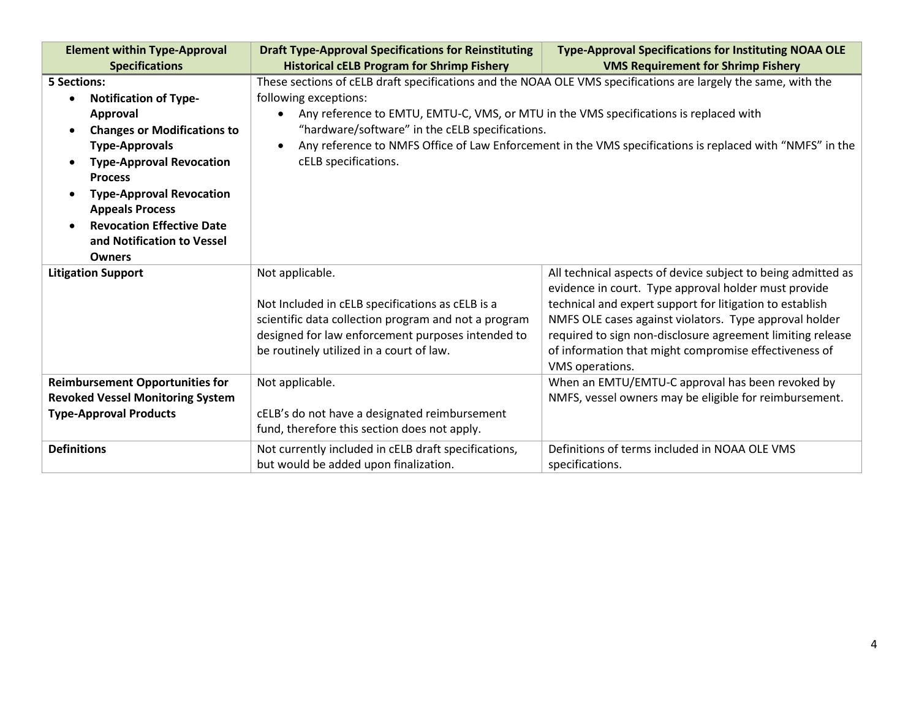| Element within Type-Approval Specifications | Draft Type-Approval Specifications for Reinstituting Historical cELB Program for Shrimp Fishery | Type-Approval Specifications for Instituting NOAA OLE VMS Requirement for Shrimp Fishery |
|---|---|---|
| **5 Sections:**<br>• **Notification of Type-Approval**<br>• **Changes or Modifications to Type-Approvals**<br>• **Type-Approval Revocation Process**<br>• **Type-Approval Revocation Appeals Process**<br>• **Revocation Effective Date and Notification to Vessel Owners** | These sections of cELB draft specifications and the NOAA OLE VMS specifications are largely the same, with the following exceptions:<br>• Any reference to EMTU, EMTU-C, VMS, or MTU in the VMS specifications is replaced with "hardware/software" in the cELB specifications.<br>• Any reference to NMFS Office of Law Enforcement in the VMS specifications is replaced with "NMFS" in the cELB specifications. | |
| **Litigation Support** | Not applicable.<br><br>Not Included in cELB specifications as cELB is a scientific data collection program and not a program designed for law enforcement purposes intended to be routinely utilized in a court of law. | All technical aspects of device subject to being admitted as evidence in court. Type approval holder must provide technical and expert support for litigation to establish NMFS OLE cases against violators. Type approval holder required to sign non-disclosure agreement limiting release of information that might compromise effectiveness of VMS operations. |
| **Reimbursement Opportunities for Revoked Vessel Monitoring System Type-Approval Products** | Not applicable.<br><br>cELB's do not have a designated reimbursement fund, therefore this section does not apply. | When an EMTU/EMTU-C approval has been revoked by NMFS, vessel owners may be eligible for reimbursement. |
| **Definitions** | Not currently included in cELB draft specifications, but would be added upon finalization. | Definitions of terms included in NOAA OLE VMS specifications. |